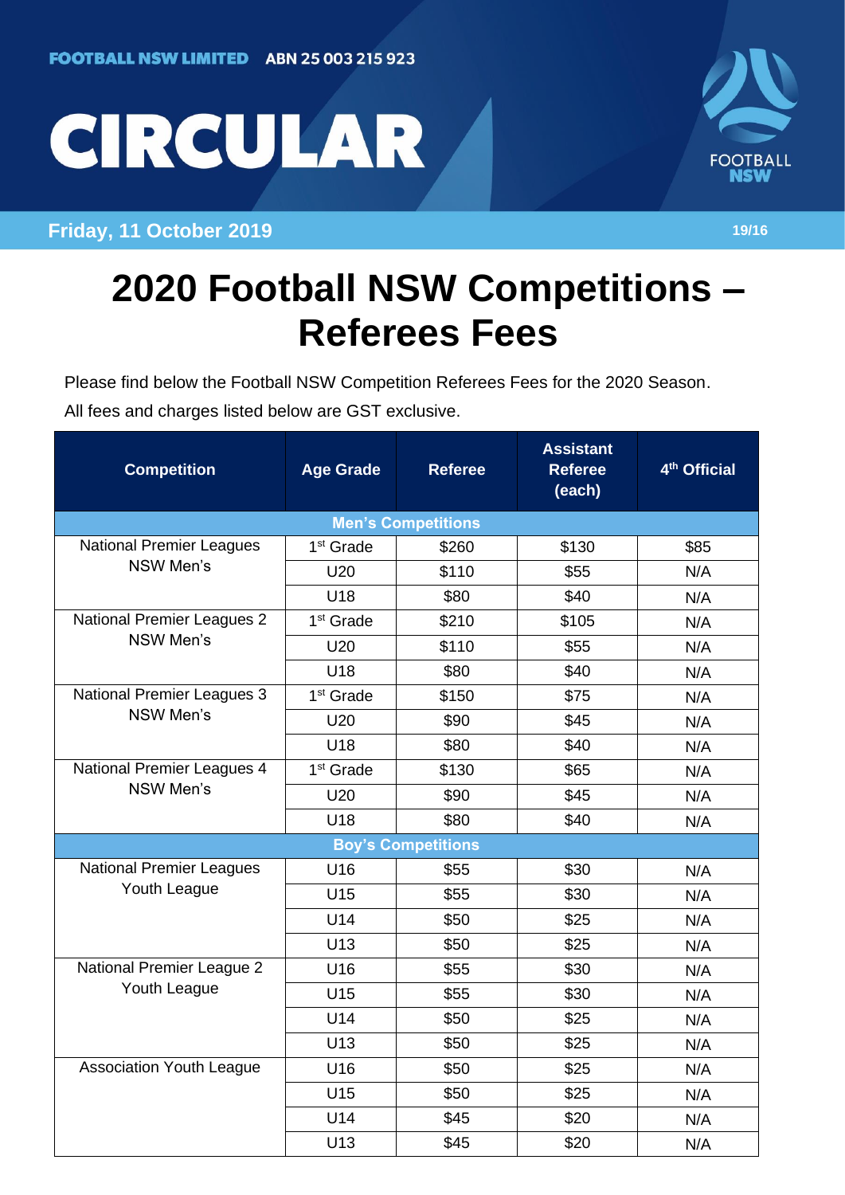FOOTBALL NSW LIMITED ABN 25 003 215 923

# CIRCULAR

**Friday, 11 October 2019** 19/16

# 2020 Football NSW Competitions – Referees Fees

Please find below the Football NSW Competition Referees Fees for the 2020 Season.

All fees and charges listed below are GST exclusive.

| Competition | Age Grade | Referee | Assistant Referee (each) | 4th Official |
|---|---|---|---|---|
| **Men's Competitions** | | | | |
| National Premier Leagues NSW Men's | 1st Grade | $260 | $130 | $85 |
| | U20 | $110 | $55 | N/A |
| | U18 | $80 | $40 | N/A |
| National Premier Leagues 2 NSW Men's | 1st Grade | $210 | $105 | N/A |
| | U20 | $110 | $55 | N/A |
| | U18 | $80 | $40 | N/A |
| National Premier Leagues 3 NSW Men's | 1st Grade | $150 | $75 | N/A |
| | U20 | $90 | $45 | N/A |
| | U18 | $80 | $40 | N/A |
| National Premier Leagues 4 NSW Men's | 1st Grade | $130 | $65 | N/A |
| | U20 | $90 | $45 | N/A |
| | U18 | $80 | $40 | N/A |
| **Boy's Competitions** | | | | |
| National Premier Leagues Youth League | U16 | $55 | $30 | N/A |
| | U15 | $55 | $30 | N/A |
| | U14 | $50 | $25 | N/A |
| | U13 | $50 | $25 | N/A |
| National Premier League 2 Youth League | U16 | $55 | $30 | N/A |
| | U15 | $55 | $30 | N/A |
| | U14 | $50 | $25 | N/A |
| | U13 | $50 | $25 | N/A |
| Association Youth League | U16 | $50 | $25 | N/A |
| | U15 | $50 | $25 | N/A |
| | U14 | $45 | $20 | N/A |
| | U13 | $45 | $20 | N/A |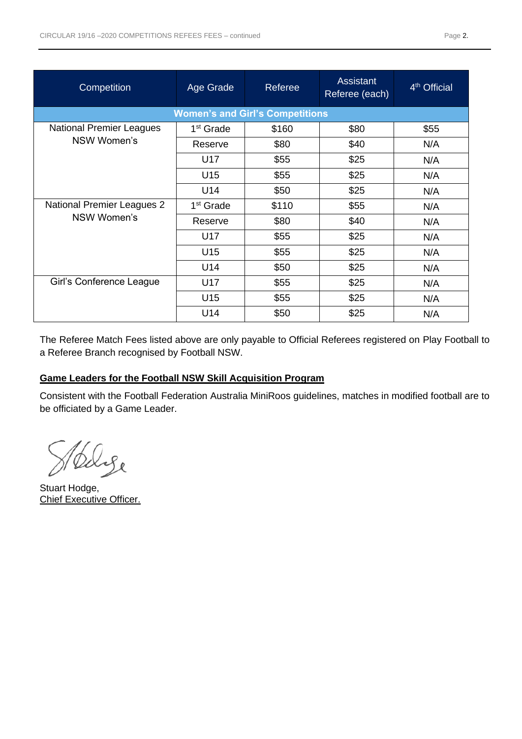| Competition | Age Grade | Referee | Assistant Referee (each) | 4th Official |
|---|---|---|---|---|
| **Women's and Girl's Competitions** | | | | |
| National Premier Leagues NSW Women's | 1st Grade | $160 | $80 | $55 |
| | Reserve | $80 | $40 | N/A |
| | U17 | $55 | $25 | N/A |
| | U15 | $55 | $25 | N/A |
| | U14 | $50 | $25 | N/A |
| National Premier Leagues 2 NSW Women's | 1st Grade | $110 | $55 | N/A |
| | Reserve | $80 | $40 | N/A |
| | U17 | $55 | $25 | N/A |
| | U15 | $55 | $25 | N/A |
| | U14 | $50 | $25 | N/A |
| Girl's Conference League | U17 | $55 | $25 | N/A |
| | U15 | $55 | $25 | N/A |
| | U14 | $50 | $25 | N/A |

The Referee Match Fees listed above are only payable to Official Referees registered on Play Football to a Referee Branch recognised by Football NSW.

**Game Leaders for the Football NSW Skill Acquisition Program**

Consistent with the Football Federation Australia MiniRoos guidelines, matches in modified football are to be officiated by a Game Leader.

Stuart Hodge,
Chief Executive Officer.